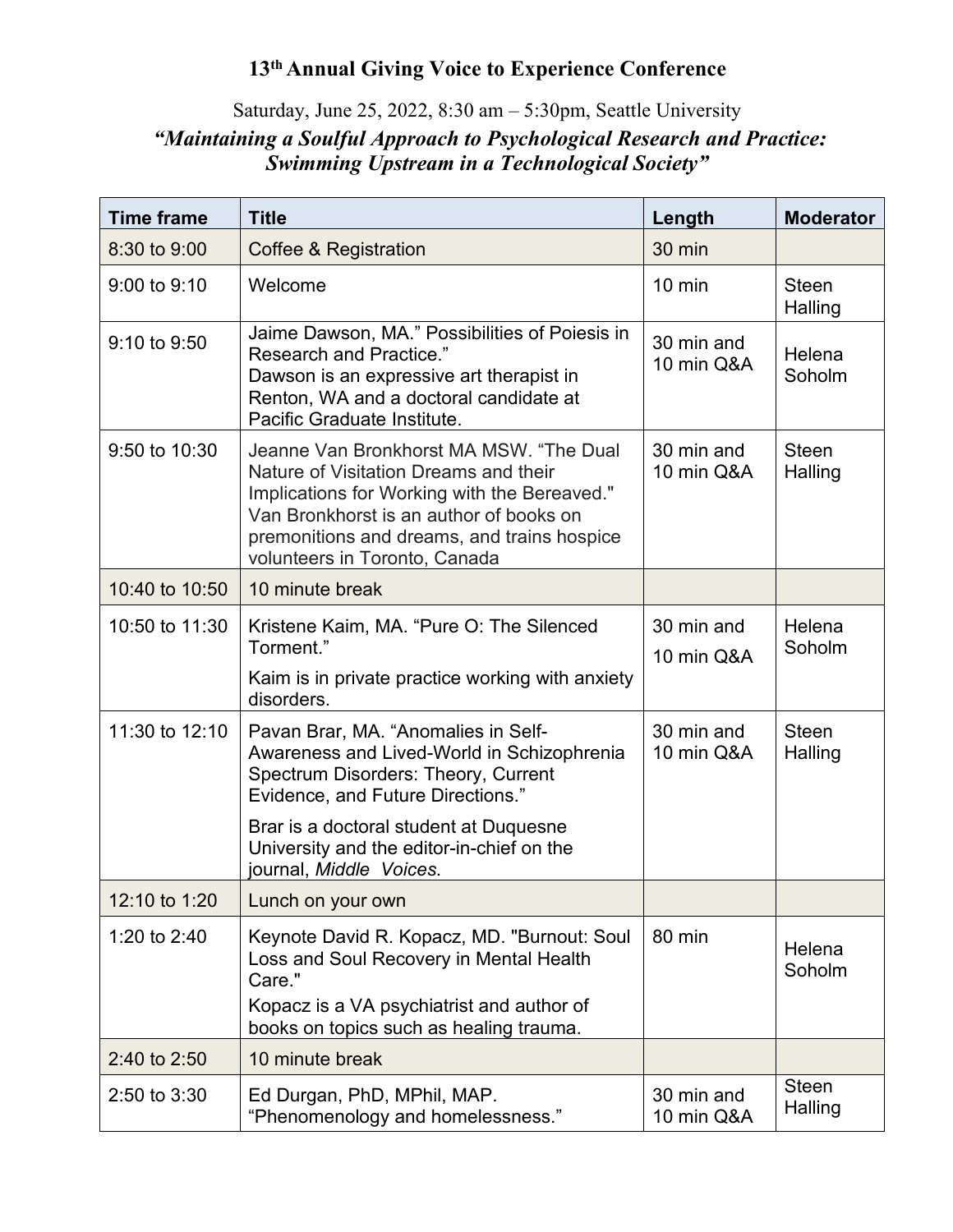# 13th Annual Giving Voice to Experience Conference

Saturday, June 25, 2022, 8:30 am – 5:30pm, Seattle University

***"Maintaining a Soulful Approach to Psychological Research and Practice: Swimming Upstream in a Technological Society"***

| Time frame | Title | Length | Moderator |
|---|---|---|---|
| 8:30 to 9:00 | Coffee & Registration | 30 min | |
| 9:00 to 9:10 | Welcome | 10 min | Steen Halling |
| 9:10 to 9:50 | Jaime Dawson, MA." Possibilities of Poiesis in Research and Practice." Dawson is an expressive art therapist in Renton, WA and a doctoral candidate at Pacific Graduate Institute. | 30 min and 10 min Q&A | Helena Soholm |
| 9:50 to 10:30 | Jeanne Van Bronkhorst MA MSW. "The Dual Nature of Visitation Dreams and their Implications for Working with the Bereaved." Van Bronkhorst is an author of books on premonitions and dreams, and trains hospice volunteers in Toronto, Canada | 30 min and 10 min Q&A | Steen Halling |
| 10:40 to 10:50 | 10 minute break | | |
| 10:50 to 11:30 | Kristene Kaim, MA. "Pure O: The Silenced Torment." Kaim is in private practice working with anxiety disorders. | 30 min and 10 min Q&A | Helena Soholm |
| 11:30 to 12:10 | Pavan Brar, MA. "Anomalies in Self-Awareness and Lived-World in Schizophrenia Spectrum Disorders: Theory, Current Evidence, and Future Directions." Brar is a doctoral student at Duquesne University and the editor-in-chief on the journal, *Middle Voices.* | 30 min and 10 min Q&A | Steen Halling |
| 12:10 to 1:20 | Lunch on your own | | |
| 1:20 to 2:40 | Keynote David R. Kopacz, MD. "Burnout: Soul Loss and Soul Recovery in Mental Health Care." Kopacz is a VA psychiatrist and author of books on topics such as healing trauma. | 80 min | Helena Soholm |
| 2:40 to 2:50 | 10 minute break | | |
| 2:50 to 3:30 | Ed Durgan, PhD, MPhil, MAP. "Phenomenology and homelessness." | 30 min and 10 min Q&A | Steen Halling |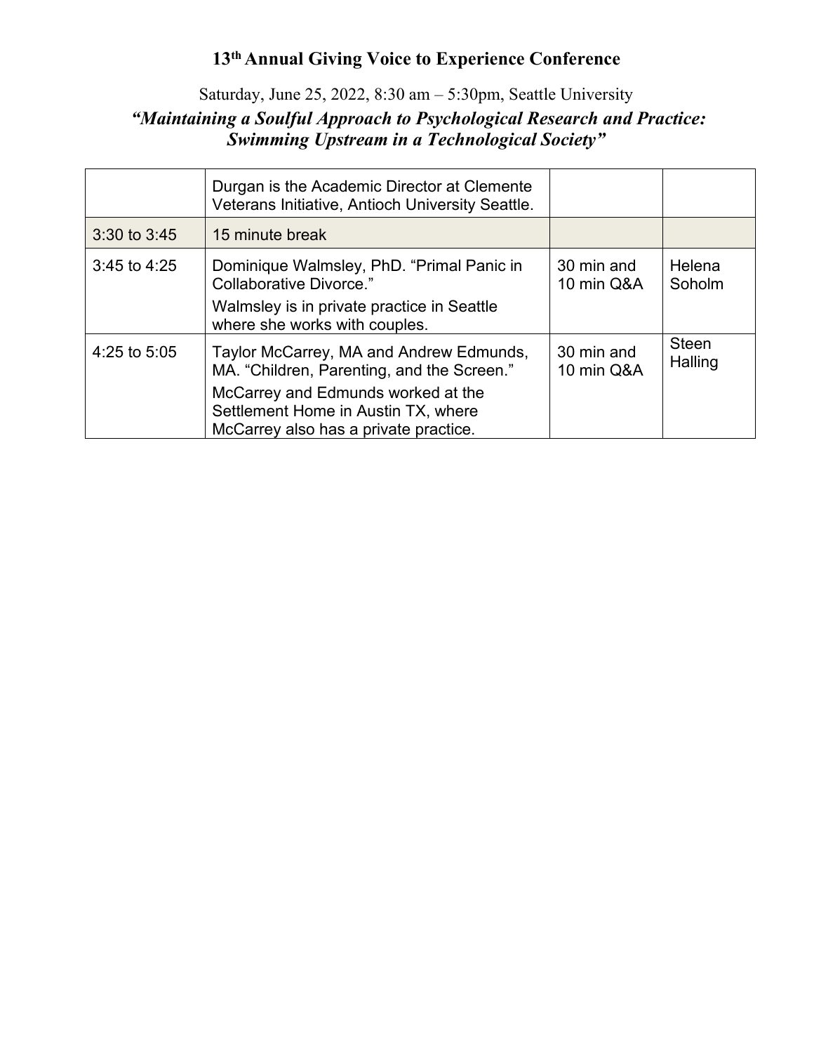**13th Annual Giving Voice to Experience Conference**

Saturday, June 25, 2022, 8:30 am – 5:30pm, Seattle University

***"Maintaining a Soulful Approach to Psychological Research and Practice: Swimming Upstream in a Technological Society"***

| | | | |
|---|---|---|---|
| | Durgan is the Academic Director at Clemente Veterans Initiative, Antioch University Seattle. | | |
| 3:30 to 3:45 | 15 minute break | | |
| 3:45 to 4:25 | Dominique Walmsley, PhD. "Primal Panic in Collaborative Divorce."<br>Walmsley is in private practice in Seattle where she works with couples. | 30 min and 10 min Q&A | Helena Soholm |
| 4:25 to 5:05 | Taylor McCarrey, MA and Andrew Edmunds, MA. "Children, Parenting, and the Screen."<br>McCarrey and Edmunds worked at the Settlement Home in Austin TX, where McCarrey also has a private practice. | 30 min and 10 min Q&A | Steen Halling |